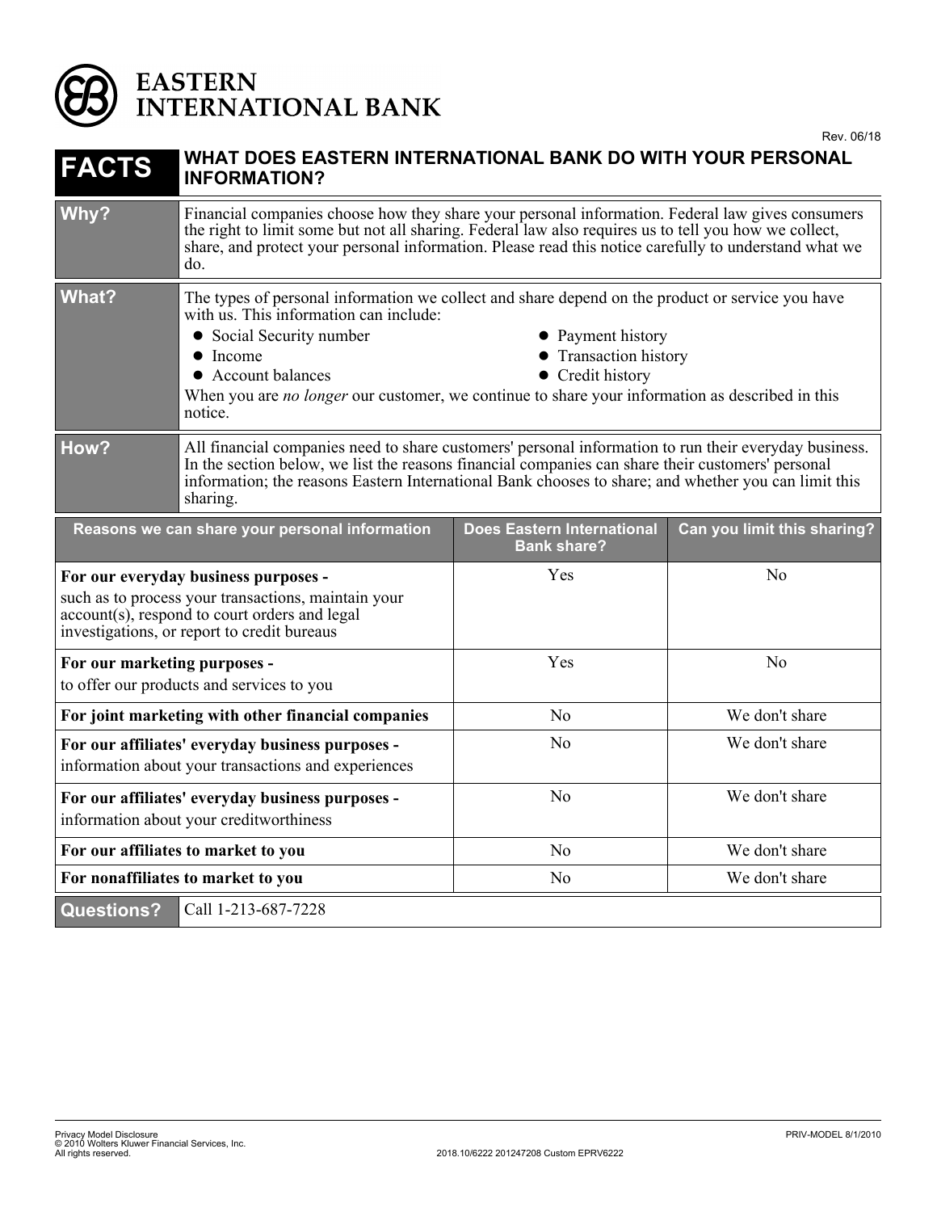# EASTERN INTERNATIONAL BANK

Rev. 06/18

| FACTS | WHAT DOES EASTERN INTERNATIONAL BANK DO WITH YOUR PERSONAL INFORMATION? |
|---|---|
| **Why?** | Financial companies choose how they share your personal information. Federal law gives consumers the right to limit some but not all sharing. Federal law also requires us to tell you how we collect, share, and protect your personal information. Please read this notice carefully to understand what we do. |
| **What?** | The types of personal information we collect and share depend on the product or service you have with us. This information can include:<br>● Social Security number<br>● Income<br>● Account balances<br>● Payment history<br>● Transaction history<br>● Credit history<br>When you are *no longer* our customer, we continue to share your information as described in this notice. |
| **How?** | All financial companies need to share customers' personal information to run their everyday business. In the section below, we list the reasons financial companies can share their customers' personal information; the reasons Eastern International Bank chooses to share; and whether you can limit this sharing. |

| Reasons we can share your personal information | Does Eastern International Bank share? | Can you limit this sharing? |
|---|---|---|
| **For our everyday business purposes -** such as to process your transactions, maintain your account(s), respond to court orders and legal investigations, or report to credit bureaus | Yes | No |
| **For our marketing purposes -** to offer our products and services to you | Yes | No |
| **For joint marketing with other financial companies** | No | We don't share |
| **For our affiliates' everyday business purposes -** information about your transactions and experiences | No | We don't share |
| **For our affiliates' everyday business purposes -** information about your creditworthiness | No | We don't share |
| **For our affiliates to market to you** | No | We don't share |
| **For nonaffiliates to market to you** | No | We don't share |

| **Questions?** | Call 1-213-687-7228 |
|---|---|

Privacy Model Disclosure
© 2010 Wolters Kluwer Financial Services, Inc.
All rights reserved.

2018.10/6222 201247208 Custom EPRV6222

PRIV-MODEL 8/1/2010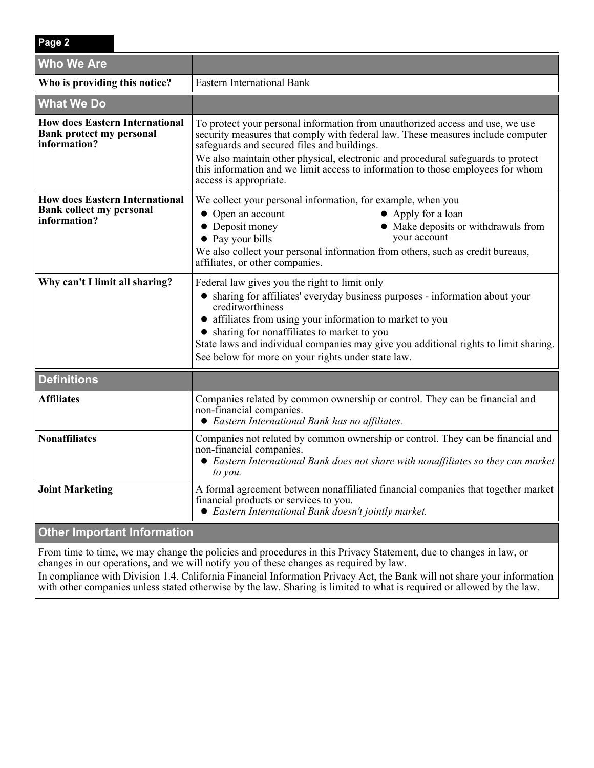| Who We Are | |
|---|---|
| **Who is providing this notice?** | Eastern International Bank |

| What We Do | |
|---|---|
| **How does Eastern International Bank protect my personal information?** | To protect your personal information from unauthorized access and use, we use security measures that comply with federal law. These measures include computer safeguards and secured files and buildings.<br>We also maintain other physical, electronic and procedural safeguards to protect this information and we limit access to information to those employees for whom access is appropriate. |
| **How does Eastern International Bank collect my personal information?** | We collect your personal information, for example, when you<br>● Open an account<br>● Deposit money<br>● Pay your bills<br>● Apply for a loan<br>● Make deposits or withdrawals from your account<br>We also collect your personal information from others, such as credit bureaus, affiliates, or other companies. |
| **Why can't I limit all sharing?** | Federal law gives you the right to limit only<br>● sharing for affiliates' everyday business purposes - information about your creditworthiness<br>● affiliates from using your information to market to you<br>● sharing for nonaffiliates to market to you<br>State laws and individual companies may give you additional rights to limit sharing.<br>See below for more on your rights under state law. |

| Definitions | |
|---|---|
| **Affiliates** | Companies related by common ownership or control. They can be financial and non-financial companies.<br>● *Eastern International Bank has no affiliates.* |
| **Nonaffiliates** | Companies not related by common ownership or control. They can be financial and non-financial companies.<br>● *Eastern International Bank does not share with nonaffiliates so they can market to you.* |
| **Joint Marketing** | A formal agreement between nonaffiliated financial companies that together market financial products or services to you.<br>● *Eastern International Bank doesn't jointly market.* |

## Other Important Information

From time to time, we may change the policies and procedures in this Privacy Statement, due to changes in law, or changes in our operations, and we will notify you of these changes as required by law.

In compliance with Division 1.4. California Financial Information Privacy Act, the Bank will not share your information with other companies unless stated otherwise by the law. Sharing is limited to what is required or allowed by the law.